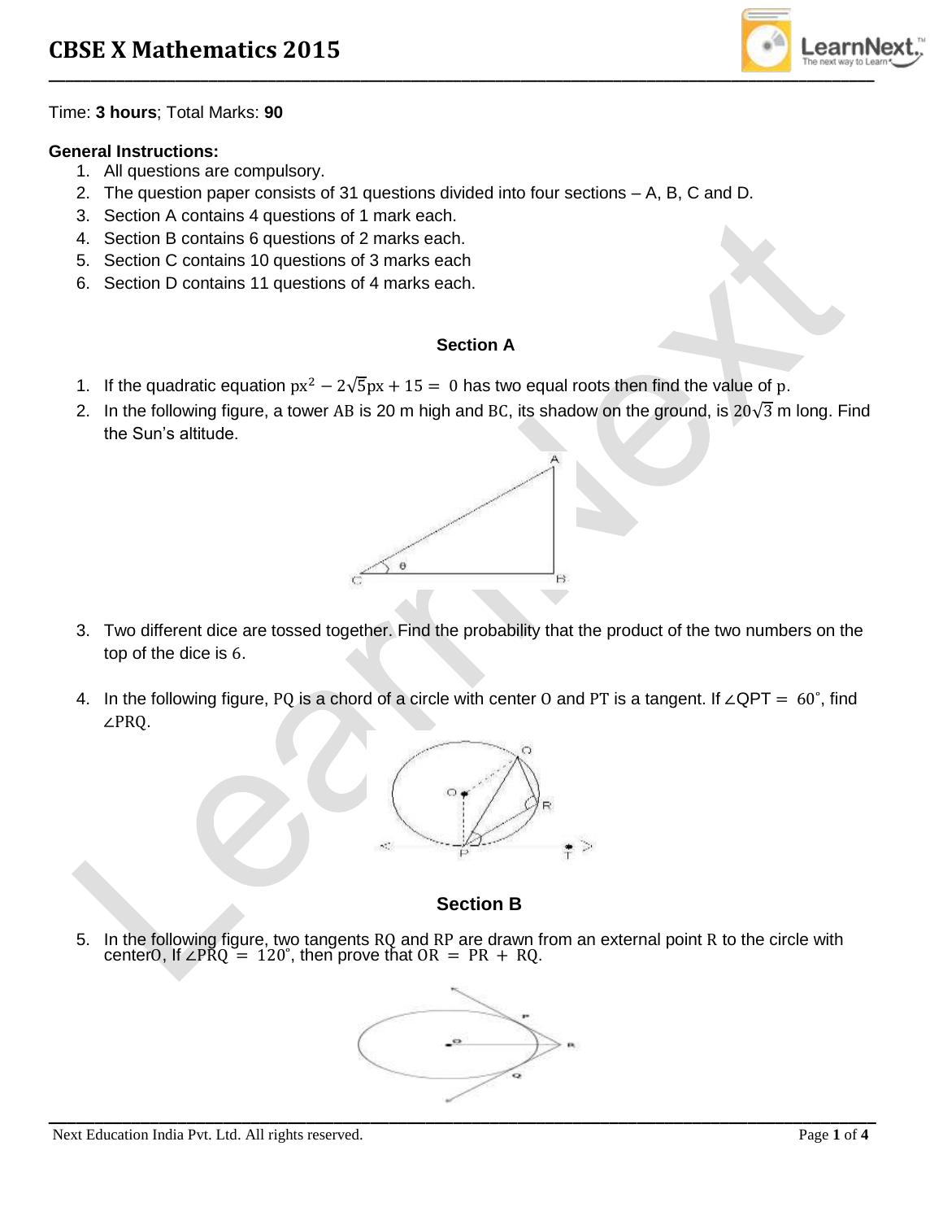# CBSE X Mathematics 2015

Time: **3 hours**; Total Marks: **90**

**General Instructions:**

1. All questions are compulsory.
2. The question paper consists of 31 questions divided into four sections – A, B, C and D.
3. Section A contains 4 questions of 1 mark each.
4. Section B contains 6 questions of 2 marks each.
5. Section C contains 10 questions of 3 marks each
6. Section D contains 11 questions of 4 marks each.

## Section A

1. If the quadratic equation $px^2 - 2\sqrt{5}px + 15 = 0$ has two equal roots then find the value of $p$.
2. In the following figure, a tower $AB$ is 20 m high and $BC$, its shadow on the ground, is $20\sqrt{3}$ m long. Find the Sun's altitude.
3. Two different dice are tossed together. Find the probability that the product of the two numbers on the top of the dice is $6$.
4. In the following figure, $PQ$ is a chord of a circle with center $O$ and $PT$ is a tangent. If $\angle QPT = 60^\circ$, find $\angle PRQ$.

## Section B

5. In the following figure, two tangents $RQ$ and $RP$ are drawn from an external point $R$ to the circle with center$O$, If $\angle PRQ = 120^\circ$, then prove that $OR = PR + RQ$.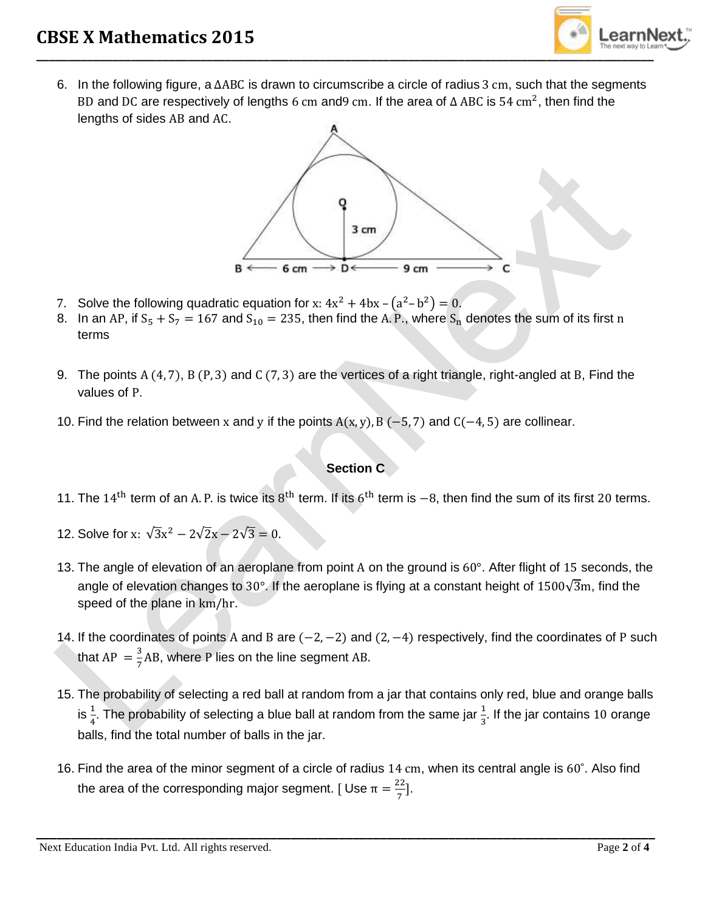6. In the following figure, a $\Delta ABC$ is drawn to circumscribe a circle of radius 3 cm, such that the segments BD and DC are respectively of lengths 6 cm and 9 cm. If the area of $\Delta$ ABC is 54 $cm^2$, then find the lengths of sides AB and AC.

7. Solve the following quadratic equation for x: $4x^2 + 4bx - (a^2 - b^2) = 0$.

8. In an AP, if $S_5 + S_7 = 167$ and $S_{10} = 235$, then find the A.P., where $S_n$ denotes the sum of its first n terms

9. The points A (4, 7), B (P, 3) and C (7, 3) are the vertices of a right triangle, right-angled at B, Find the values of P.

10. Find the relation between x and y if the points A(x, y), B (−5, 7) and C(−4, 5) are collinear.

## Section C

11. The $14^{th}$ term of an A. P. is twice its $8^{th}$ term. If its $6^{th}$ term is −8, then find the sum of its first 20 terms.

12. Solve for x: $\sqrt{3}x^2 - 2\sqrt{2}x - 2\sqrt{3} = 0$.

13. The angle of elevation of an aeroplane from point A on the ground is 60°. After flight of 15 seconds, the angle of elevation changes to 30°. If the aeroplane is flying at a constant height of $1500\sqrt{3}$m, find the speed of the plane in km/hr.

14. If the coordinates of points A and B are (−2, −2) and (2, −4) respectively, find the coordinates of P such that AP $= \frac{3}{7}$AB, where P lies on the line segment AB.

15. The probability of selecting a red ball at random from a jar that contains only red, blue and orange balls is $\frac{1}{4}$. The probability of selecting a blue ball at random from the same jar $\frac{1}{3}$. If the jar contains 10 orange balls, find the total number of balls in the jar.

16. Find the area of the minor segment of a circle of radius 14 cm, when its central angle is 60˚. Also find the area of the corresponding major segment. [ Use $\pi = \frac{22}{7}$].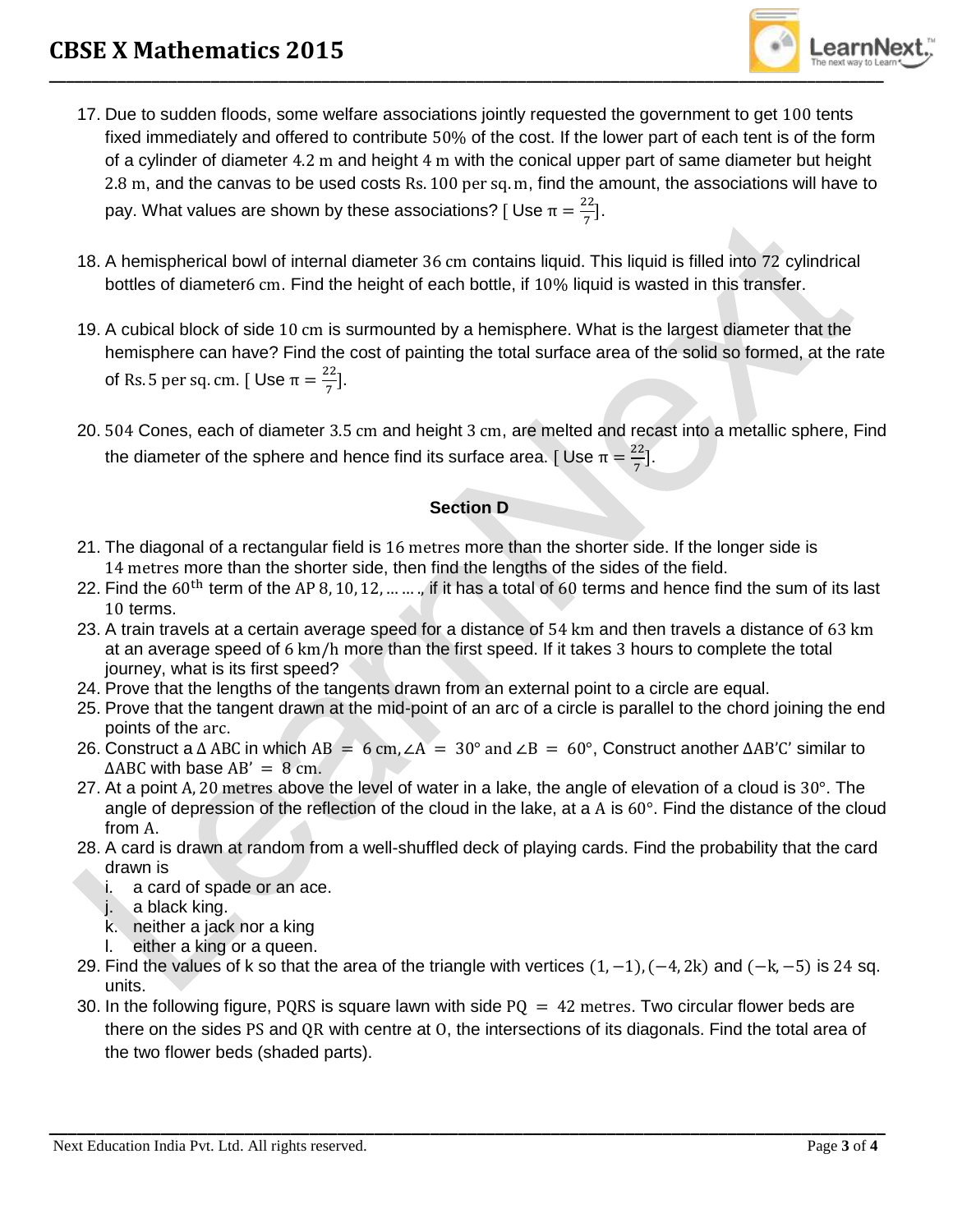17. Due to sudden floods, some welfare associations jointly requested the government to get $100$ tents fixed immediately and offered to contribute $50\%$ of the cost. If the lower part of each tent is of the form of a cylinder of diameter $4.2$ m and height $4$ m with the conical upper part of same diameter but height $2.8$ m, and the canvas to be used costs Rs. $100$ per sq. m, find the amount, the associations will have to pay. What values are shown by these associations? [ Use $\pi = \frac{22}{7}$].

18. A hemispherical bowl of internal diameter $36$ cm contains liquid. This liquid is filled into $72$ cylindrical bottles of diameter $6$ cm. Find the height of each bottle, if $10\%$ liquid is wasted in this transfer.

19. A cubical block of side $10$ cm is surmounted by a hemisphere. What is the largest diameter that the hemisphere can have? Find the cost of painting the total surface area of the solid so formed, at the rate of Rs. $5$ per sq. cm. [ Use $\pi = \frac{22}{7}$].

20. $504$ Cones, each of diameter $3.5$ cm and height $3$ cm, are melted and recast into a metallic sphere, Find the diameter of the sphere and hence find its surface area. [ Use $\pi = \frac{22}{7}$].

**Section D**

21. The diagonal of a rectangular field is $16$ metres more than the shorter side. If the longer side is $14$ metres more than the shorter side, then find the lengths of the sides of the field.
22. Find the $60^{\text{th}}$ term of the AP $8, 10, 12, \ldots\ldots$, if it has a total of $60$ terms and hence find the sum of its last $10$ terms.
23. A train travels at a certain average speed for a distance of $54$ km and then travels a distance of $63$ km at an average speed of $6$ km/h more than the first speed. If it takes $3$ hours to complete the total journey, what is its first speed?
24. Prove that the lengths of the tangents drawn from an external point to a circle are equal.
25. Prove that the tangent drawn at the mid-point of an arc of a circle is parallel to the chord joining the end points of the arc.
26. Construct a $\Delta$ ABC in which AB $= 6$ cm, $\angle A = 30°$ and $\angle B = 60°$, Construct another $\Delta AB'C'$ similar to $\Delta ABC$ with base $AB' = 8$ cm.
27. At a point A, $20$ metres above the level of water in a lake, the angle of elevation of a cloud is $30°$. The angle of depression of the reflection of the cloud in the lake, at a A is $60°$. Find the distance of the cloud from A.
28. A card is drawn at random from a well-shuffled deck of playing cards. Find the probability that the card drawn is
    i. a card of spade or an ace.
    j. a black king.
    k. neither a jack nor a king
    l. either a king or a queen.
29. Find the values of k so that the area of the triangle with vertices $(1, -1), (-4, 2k)$ and $(-k, -5)$ is $24$ sq. units.
30. In the following figure, PQRS is square lawn with side PQ $= 42$ metres. Two circular flower beds are there on the sides PS and QR with centre at O, the intersections of its diagonals. Find the total area of the two flower beds (shaded parts).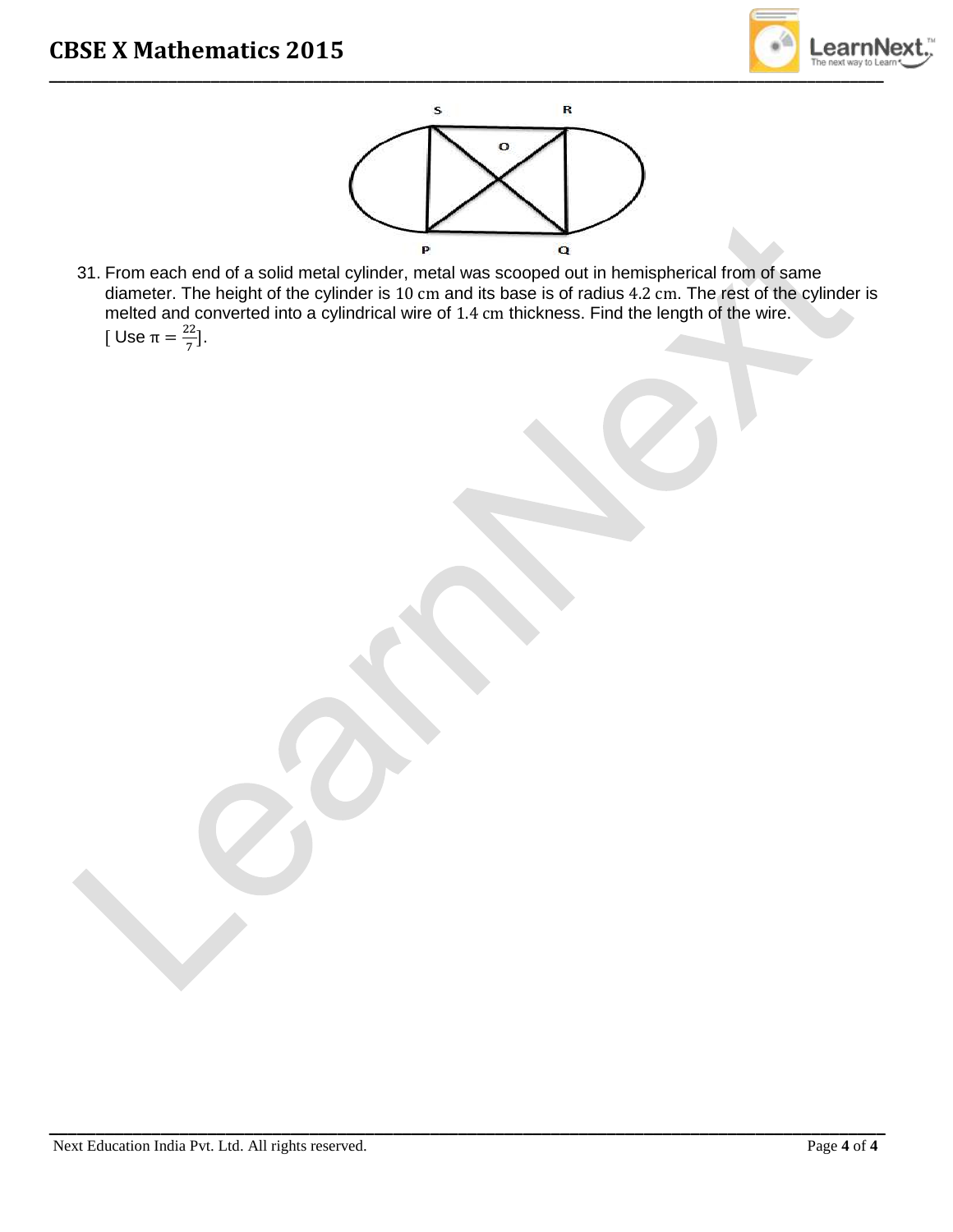S R

O

P Q

31. From each end of a solid metal cylinder, metal was scooped out in hemispherical from of same diameter. The height of the cylinder is $10 \text{ cm}$ and its base is of radius $4.2 \text{ cm}$. The rest of the cylinder is melted and converted into a cylindrical wire of $1.4 \text{ cm}$ thickness. Find the length of the wire.
[ Use $\pi = \frac{22}{7}$].